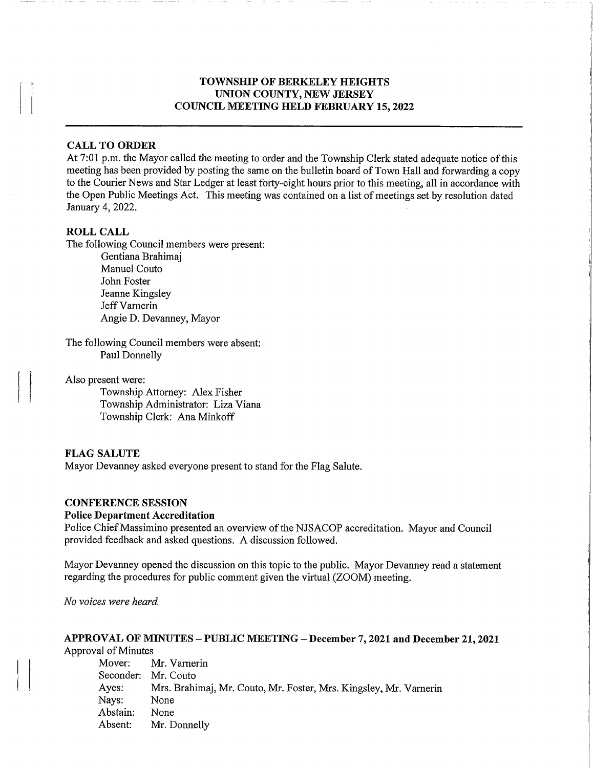**TOWNSHIP OF BERKELEY HEIGHTS**
**UNION COUNTY, NEW JERSEY**
**COUNCIL MEETING HELD FEBRUARY 15, 2022**

---

## CALL TO ORDER

At 7:01 p.m. the Mayor called the meeting to order and the Township Clerk stated adequate notice of this meeting has been provided by posting the same on the bulletin board of Town Hall and forwarding a copy to the Courier News and Star Ledger at least forty-eight hours prior to this meeting, all in accordance with the Open Public Meetings Act. This meeting was contained on a list of meetings set by resolution dated January 4, 2022.

## ROLL CALL

The following Council members were present:

- Gentiana Brahimaj
- Manuel Couto
- John Foster
- Jeanne Kingsley
- Jeff Varnerin
- Angie D. Devanney, Mayor

The following Council members were absent:

- Paul Donnelly

Also present were:

- Township Attorney: Alex Fisher
- Township Administrator: Liza Viana
- Township Clerk: Ana Minkoff

## FLAG SALUTE

Mayor Devanney asked everyone present to stand for the Flag Salute.

## CONFERENCE SESSION

### Police Department Accreditation

Police Chief Massimino presented an overview of the NJSACOP accreditation. Mayor and Council provided feedback and asked questions. A discussion followed.

Mayor Devanney opened the discussion on this topic to the public. Mayor Devanney read a statement regarding the procedures for public comment given the virtual (ZOOM) meeting.

*No voices were heard.*

## APPROVAL OF MINUTES – PUBLIC MEETING – December 7, 2021 and December 21, 2021

Approval of Minutes

| | |
|---|---|
| Mover: | Mr. Varnerin |
| Seconder: | Mr. Couto |
| Ayes: | Mrs. Brahimaj, Mr. Couto, Mr. Foster, Mrs. Kingsley, Mr. Varnerin |
| Nays: | None |
| Abstain: | None |
| Absent: | Mr. Donnelly |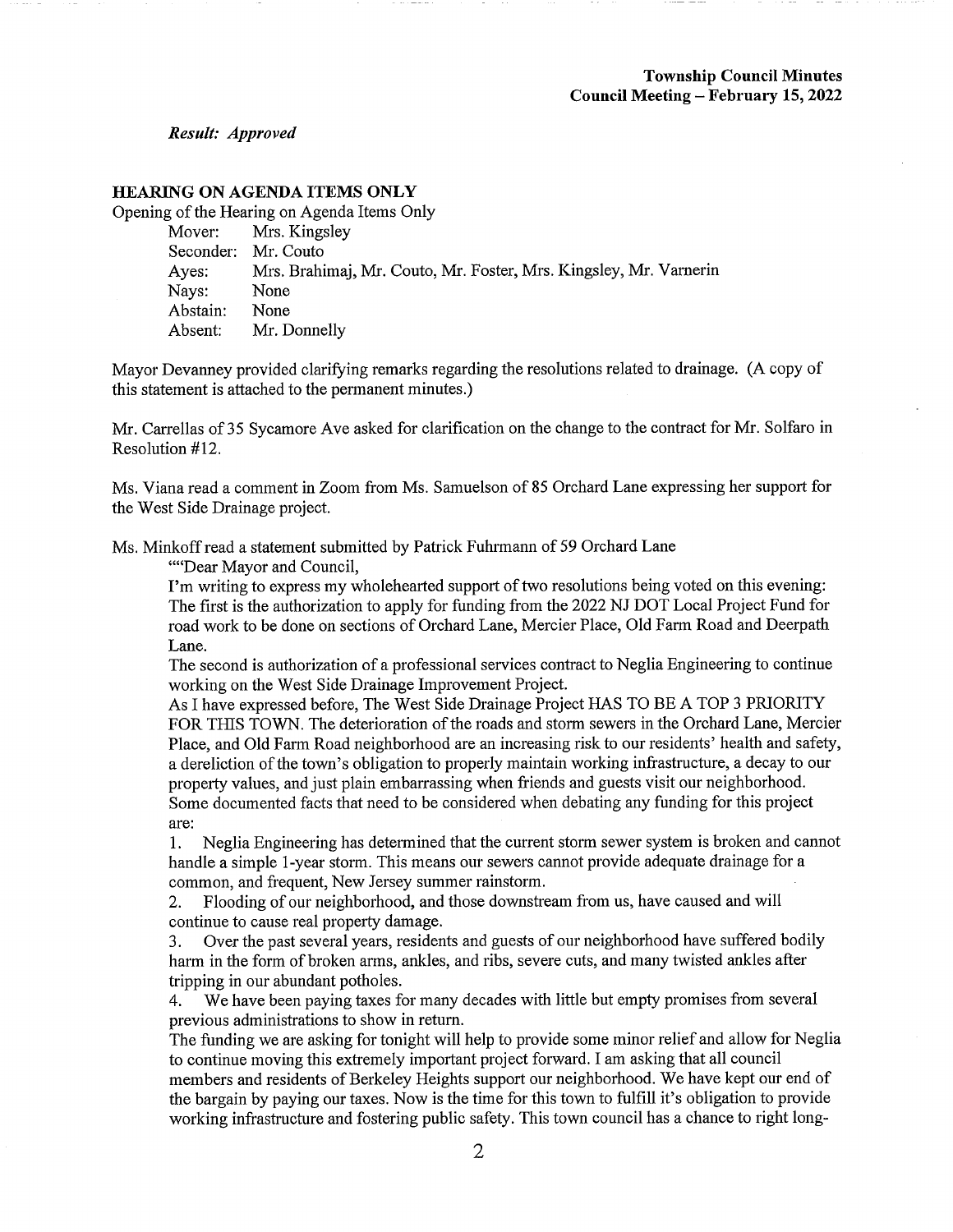*Result: Approved*

**HEARING ON AGENDA ITEMS ONLY**

Opening of the Hearing on Agenda Items Only

| | |
|---|---|
| Mover: | Mrs. Kingsley |
| Seconder: | Mr. Couto |
| Ayes: | Mrs. Brahimaj, Mr. Couto, Mr. Foster, Mrs. Kingsley, Mr. Varnerin |
| Nays: | None |
| Abstain: | None |
| Absent: | Mr. Donnelly |

Mayor Devanney provided clarifying remarks regarding the resolutions related to drainage. (A copy of this statement is attached to the permanent minutes.)

Mr. Carrellas of 35 Sycamore Ave asked for clarification on the change to the contract for Mr. Solfaro in Resolution #12.

Ms. Viana read a comment in Zoom from Ms. Samuelson of 85 Orchard Lane expressing her support for the West Side Drainage project.

Ms. Minkoff read a statement submitted by Patrick Fuhrmann of 59 Orchard Lane

""Dear Mayor and Council,

I'm writing to express my wholehearted support of two resolutions being voted on this evening: The first is the authorization to apply for funding from the 2022 NJ DOT Local Project Fund for road work to be done on sections of Orchard Lane, Mercier Place, Old Farm Road and Deerpath Lane.

The second is authorization of a professional services contract to Neglia Engineering to continue working on the West Side Drainage Improvement Project.

As I have expressed before, The West Side Drainage Project HAS TO BE A TOP 3 PRIORITY FOR THIS TOWN. The deterioration of the roads and storm sewers in the Orchard Lane, Mercier Place, and Old Farm Road neighborhood are an increasing risk to our residents' health and safety, a dereliction of the town's obligation to properly maintain working infrastructure, a decay to our property values, and just plain embarrassing when friends and guests visit our neighborhood. Some documented facts that need to be considered when debating any funding for this project are:

1. Neglia Engineering has determined that the current storm sewer system is broken and cannot handle a simple 1-year storm. This means our sewers cannot provide adequate drainage for a common, and frequent, New Jersey summer rainstorm.
2. Flooding of our neighborhood, and those downstream from us, have caused and will continue to cause real property damage.
3. Over the past several years, residents and guests of our neighborhood have suffered bodily harm in the form of broken arms, ankles, and ribs, severe cuts, and many twisted ankles after tripping in our abundant potholes.
4. We have been paying taxes for many decades with little but empty promises from several previous administrations to show in return.

The funding we are asking for tonight will help to provide some minor relief and allow for Neglia to continue moving this extremely important project forward. I am asking that all council members and residents of Berkeley Heights support our neighborhood. We have kept our end of the bargain by paying our taxes. Now is the time for this town to fulfill it's obligation to provide working infrastructure and fostering public safety. This town council has a chance to right long-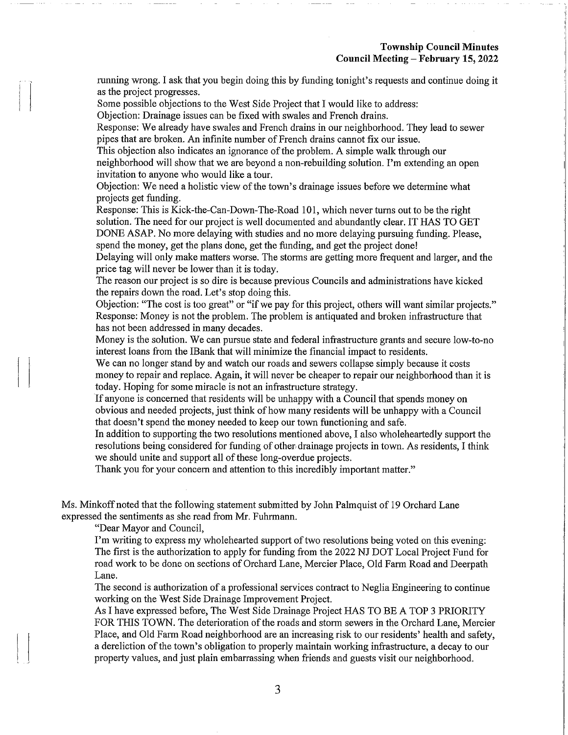running wrong. I ask that you begin doing this by funding tonight's requests and continue doing it as the project progresses.

Some possible objections to the West Side Project that I would like to address:

Objection: Drainage issues can be fixed with swales and French drains.

Response: We already have swales and French drains in our neighborhood. They lead to sewer pipes that are broken. An infinite number of French drains cannot fix our issue.

This objection also indicates an ignorance of the problem. A simple walk through our neighborhood will show that we are beyond a non-rebuilding solution. I'm extending an open invitation to anyone who would like a tour.

Objection: We need a holistic view of the town's drainage issues before we determine what projects get funding.

Response: This is Kick-the-Can-Down-The-Road 101, which never turns out to be the right solution. The need for our project is well documented and abundantly clear. IT HAS TO GET DONE ASAP. No more delaying with studies and no more delaying pursuing funding. Please, spend the money, get the plans done, get the funding, and get the project done!

Delaying will only make matters worse. The storms are getting more frequent and larger, and the price tag will never be lower than it is today.

The reason our project is so dire is because previous Councils and administrations have kicked the repairs down the road. Let's stop doing this.

Objection: "The cost is too great" or "if we pay for this project, others will want similar projects."

Response: Money is not the problem. The problem is antiquated and broken infrastructure that has not been addressed in many decades.

Money is the solution. We can pursue state and federal infrastructure grants and secure low-to-no interest loans from the IBank that will minimize the financial impact to residents.

We can no longer stand by and watch our roads and sewers collapse simply because it costs money to repair and replace. Again, it will never be cheaper to repair our neighborhood than it is today. Hoping for some miracle is not an infrastructure strategy.

If anyone is concerned that residents will be unhappy with a Council that spends money on obvious and needed projects, just think of how many residents will be unhappy with a Council that doesn't spend the money needed to keep our town functioning and safe.

In addition to supporting the two resolutions mentioned above, I also wholeheartedly support the resolutions being considered for funding of other drainage projects in town. As residents, I think we should unite and support all of these long-overdue projects.

Thank you for your concern and attention to this incredibly important matter."

Ms. Minkoff noted that the following statement submitted by John Palmquist of 19 Orchard Lane expressed the sentiments as she read from Mr. Fuhrmann.

"Dear Mayor and Council,

I'm writing to express my wholehearted support of two resolutions being voted on this evening: The first is the authorization to apply for funding from the 2022 NJ DOT Local Project Fund for road work to be done on sections of Orchard Lane, Mercier Place, Old Farm Road and Deerpath Lane.

The second is authorization of a professional services contract to Neglia Engineering to continue working on the West Side Drainage Improvement Project.

As I have expressed before, The West Side Drainage Project HAS TO BE A TOP 3 PRIORITY FOR THIS TOWN. The deterioration of the roads and storm sewers in the Orchard Lane, Mercier Place, and Old Farm Road neighborhood are an increasing risk to our residents' health and safety, a dereliction of the town's obligation to properly maintain working infrastructure, a decay to our property values, and just plain embarrassing when friends and guests visit our neighborhood.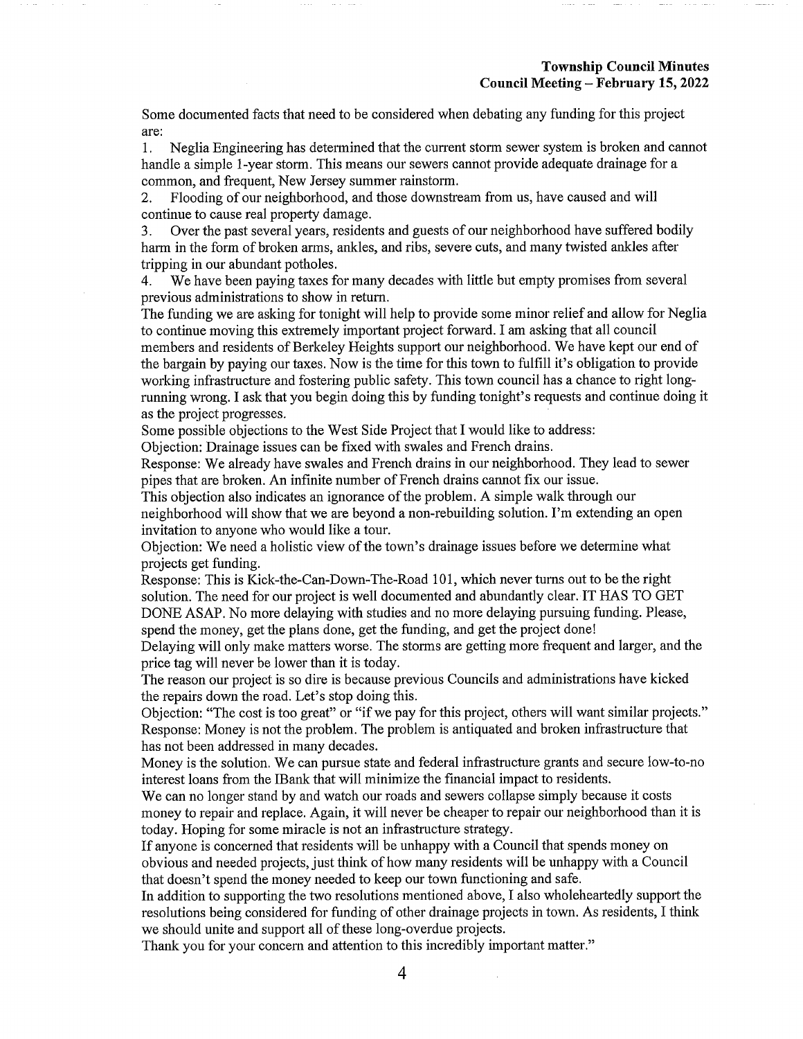Some documented facts that need to be considered when debating any funding for this project are:

1. Neglia Engineering has determined that the current storm sewer system is broken and cannot handle a simple 1-year storm. This means our sewers cannot provide adequate drainage for a common, and frequent, New Jersey summer rainstorm.
2. Flooding of our neighborhood, and those downstream from us, have caused and will continue to cause real property damage.
3. Over the past several years, residents and guests of our neighborhood have suffered bodily harm in the form of broken arms, ankles, and ribs, severe cuts, and many twisted ankles after tripping in our abundant potholes.
4. We have been paying taxes for many decades with little but empty promises from several previous administrations to show in return.

The funding we are asking for tonight will help to provide some minor relief and allow for Neglia to continue moving this extremely important project forward. I am asking that all council members and residents of Berkeley Heights support our neighborhood. We have kept our end of the bargain by paying our taxes. Now is the time for this town to fulfill it's obligation to provide working infrastructure and fostering public safety. This town council has a chance to right long-running wrong. I ask that you begin doing this by funding tonight's requests and continue doing it as the project progresses.

Some possible objections to the West Side Project that I would like to address:

Objection: Drainage issues can be fixed with swales and French drains.

Response: We already have swales and French drains in our neighborhood. They lead to sewer pipes that are broken. An infinite number of French drains cannot fix our issue.

This objection also indicates an ignorance of the problem. A simple walk through our neighborhood will show that we are beyond a non-rebuilding solution. I'm extending an open invitation to anyone who would like a tour.

Objection: We need a holistic view of the town's drainage issues before we determine what projects get funding.

Response: This is Kick-the-Can-Down-The-Road 101, which never turns out to be the right solution. The need for our project is well documented and abundantly clear. IT HAS TO GET DONE ASAP. No more delaying with studies and no more delaying pursuing funding. Please, spend the money, get the plans done, get the funding, and get the project done!

Delaying will only make matters worse. The storms are getting more frequent and larger, and the price tag will never be lower than it is today.

The reason our project is so dire is because previous Councils and administrations have kicked the repairs down the road. Let's stop doing this.

Objection: "The cost is too great" or "if we pay for this project, others will want similar projects."

Response: Money is not the problem. The problem is antiquated and broken infrastructure that has not been addressed in many decades.

Money is the solution. We can pursue state and federal infrastructure grants and secure low-to-no interest loans from the IBank that will minimize the financial impact to residents.

We can no longer stand by and watch our roads and sewers collapse simply because it costs money to repair and replace. Again, it will never be cheaper to repair our neighborhood than it is today. Hoping for some miracle is not an infrastructure strategy.

If anyone is concerned that residents will be unhappy with a Council that spends money on obvious and needed projects, just think of how many residents will be unhappy with a Council that doesn't spend the money needed to keep our town functioning and safe.

In addition to supporting the two resolutions mentioned above, I also wholeheartedly support the resolutions being considered for funding of other drainage projects in town. As residents, I think we should unite and support all of these long-overdue projects.

Thank you for your concern and attention to this incredibly important matter."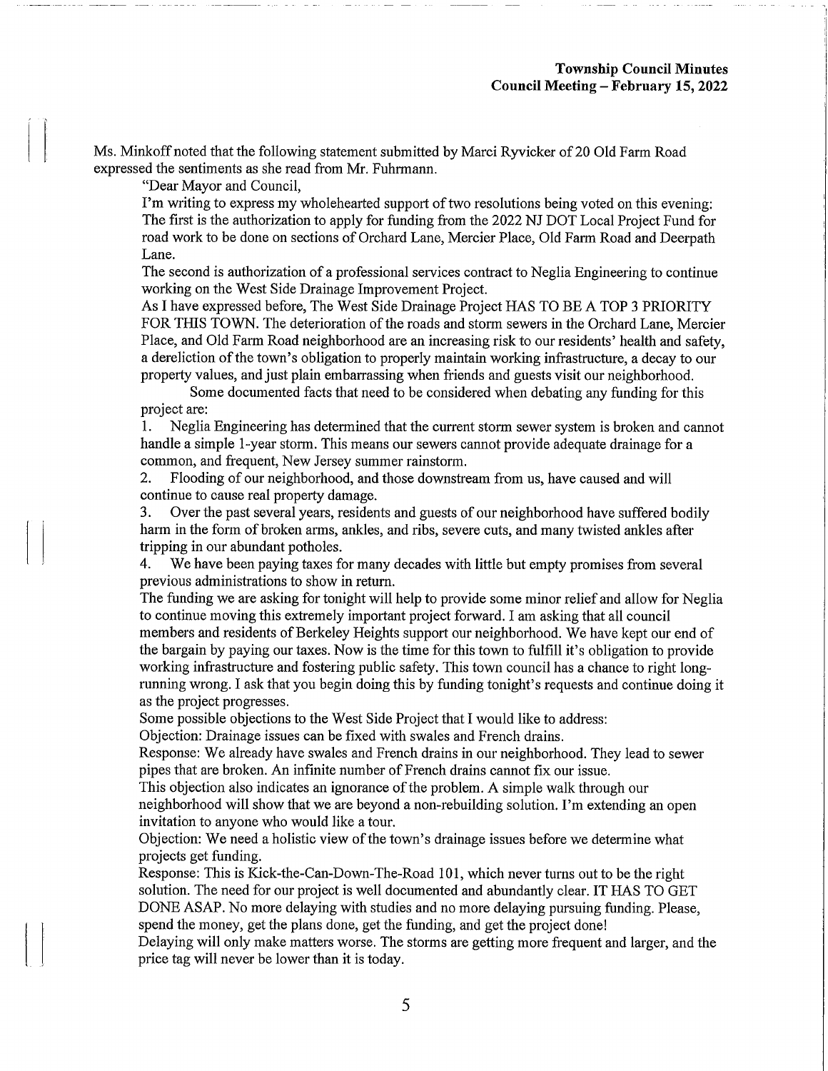Ms. Minkoff noted that the following statement submitted by Marci Ryvicker of 20 Old Farm Road expressed the sentiments as she read from Mr. Fuhrmann.

"Dear Mayor and Council,

I'm writing to express my wholehearted support of two resolutions being voted on this evening: The first is the authorization to apply for funding from the 2022 NJ DOT Local Project Fund for road work to be done on sections of Orchard Lane, Mercier Place, Old Farm Road and Deerpath Lane.

The second is authorization of a professional services contract to Neglia Engineering to continue working on the West Side Drainage Improvement Project.

As I have expressed before, The West Side Drainage Project HAS TO BE A TOP 3 PRIORITY FOR THIS TOWN. The deterioration of the roads and storm sewers in the Orchard Lane, Mercier Place, and Old Farm Road neighborhood are an increasing risk to our residents' health and safety, a dereliction of the town's obligation to properly maintain working infrastructure, a decay to our property values, and just plain embarrassing when friends and guests visit our neighborhood.

Some documented facts that need to be considered when debating any funding for this project are:

1. Neglia Engineering has determined that the current storm sewer system is broken and cannot handle a simple 1-year storm. This means our sewers cannot provide adequate drainage for a common, and frequent, New Jersey summer rainstorm.
2. Flooding of our neighborhood, and those downstream from us, have caused and will continue to cause real property damage.
3. Over the past several years, residents and guests of our neighborhood have suffered bodily harm in the form of broken arms, ankles, and ribs, severe cuts, and many twisted ankles after tripping in our abundant potholes.
4. We have been paying taxes for many decades with little but empty promises from several previous administrations to show in return.

The funding we are asking for tonight will help to provide some minor relief and allow for Neglia to continue moving this extremely important project forward. I am asking that all council members and residents of Berkeley Heights support our neighborhood. We have kept our end of the bargain by paying our taxes. Now is the time for this town to fulfill it's obligation to provide working infrastructure and fostering public safety. This town council has a chance to right long-running wrong. I ask that you begin doing this by funding tonight's requests and continue doing it as the project progresses.

Some possible objections to the West Side Project that I would like to address:

Objection: Drainage issues can be fixed with swales and French drains.

Response: We already have swales and French drains in our neighborhood. They lead to sewer pipes that are broken. An infinite number of French drains cannot fix our issue.

This objection also indicates an ignorance of the problem. A simple walk through our neighborhood will show that we are beyond a non-rebuilding solution. I'm extending an open invitation to anyone who would like a tour.

Objection: We need a holistic view of the town's drainage issues before we determine what projects get funding.

Response: This is Kick-the-Can-Down-The-Road 101, which never turns out to be the right solution. The need for our project is well documented and abundantly clear. IT HAS TO GET DONE ASAP. No more delaying with studies and no more delaying pursuing funding. Please, spend the money, get the plans done, get the funding, and get the project done!

Delaying will only make matters worse. The storms are getting more frequent and larger, and the price tag will never be lower than it is today.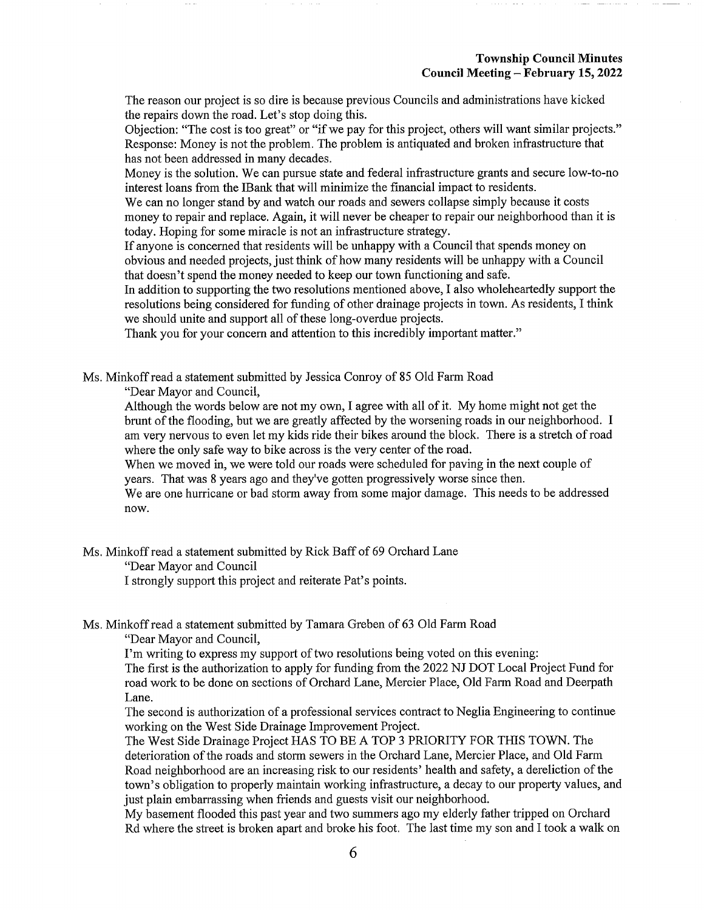The reason our project is so dire is because previous Councils and administrations have kicked the repairs down the road. Let's stop doing this.

Objection: "The cost is too great" or "if we pay for this project, others will want similar projects."

Response: Money is not the problem. The problem is antiquated and broken infrastructure that has not been addressed in many decades.

Money is the solution. We can pursue state and federal infrastructure grants and secure low-to-no interest loans from the IBank that will minimize the financial impact to residents.

We can no longer stand by and watch our roads and sewers collapse simply because it costs money to repair and replace. Again, it will never be cheaper to repair our neighborhood than it is today. Hoping for some miracle is not an infrastructure strategy.

If anyone is concerned that residents will be unhappy with a Council that spends money on obvious and needed projects, just think of how many residents will be unhappy with a Council that doesn't spend the money needed to keep our town functioning and safe.

In addition to supporting the two resolutions mentioned above, I also wholeheartedly support the resolutions being considered for funding of other drainage projects in town. As residents, I think we should unite and support all of these long-overdue projects.

Thank you for your concern and attention to this incredibly important matter."

Ms. Minkoff read a statement submitted by Jessica Conroy of 85 Old Farm Road

"Dear Mayor and Council,

Although the words below are not my own, I agree with all of it. My home might not get the brunt of the flooding, but we are greatly affected by the worsening roads in our neighborhood. I am very nervous to even let my kids ride their bikes around the block. There is a stretch of road where the only safe way to bike across is the very center of the road.

When we moved in, we were told our roads were scheduled for paving in the next couple of years. That was 8 years ago and they've gotten progressively worse since then.

We are one hurricane or bad storm away from some major damage. This needs to be addressed now.

Ms. Minkoff read a statement submitted by Rick Baff of 69 Orchard Lane

"Dear Mayor and Council

I strongly support this project and reiterate Pat's points.

Ms. Minkoff read a statement submitted by Tamara Greben of 63 Old Farm Road

"Dear Mayor and Council,

I'm writing to express my support of two resolutions being voted on this evening:

The first is the authorization to apply for funding from the 2022 NJ DOT Local Project Fund for road work to be done on sections of Orchard Lane, Mercier Place, Old Farm Road and Deerpath Lane.

The second is authorization of a professional services contract to Neglia Engineering to continue working on the West Side Drainage Improvement Project.

The West Side Drainage Project HAS TO BE A TOP 3 PRIORITY FOR THIS TOWN. The deterioration of the roads and storm sewers in the Orchard Lane, Mercier Place, and Old Farm Road neighborhood are an increasing risk to our residents' health and safety, a dereliction of the town's obligation to properly maintain working infrastructure, a decay to our property values, and just plain embarrassing when friends and guests visit our neighborhood.

My basement flooded this past year and two summers ago my elderly father tripped on Orchard Rd where the street is broken apart and broke his foot. The last time my son and I took a walk on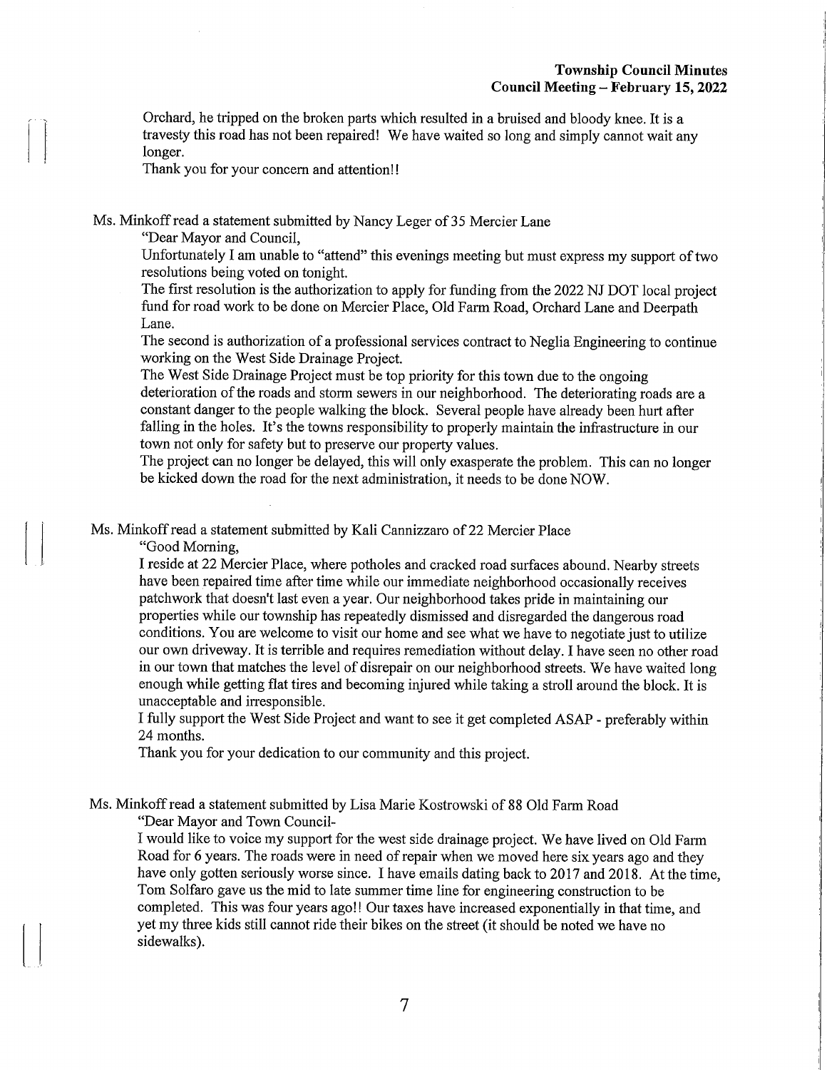Orchard, he tripped on the broken parts which resulted in a bruised and bloody knee. It is a travesty this road has not been repaired! We have waited so long and simply cannot wait any longer.

Thank you for your concern and attention!!

Ms. Minkoff read a statement submitted by Nancy Leger of 35 Mercier Lane

"Dear Mayor and Council,

Unfortunately I am unable to "attend" this evenings meeting but must express my support of two resolutions being voted on tonight.

The first resolution is the authorization to apply for funding from the 2022 NJ DOT local project fund for road work to be done on Mercier Place, Old Farm Road, Orchard Lane and Deerpath Lane.

The second is authorization of a professional services contract to Neglia Engineering to continue working on the West Side Drainage Project.

The West Side Drainage Project must be top priority for this town due to the ongoing deterioration of the roads and storm sewers in our neighborhood. The deteriorating roads are a constant danger to the people walking the block. Several people have already been hurt after falling in the holes. It's the towns responsibility to properly maintain the infrastructure in our town not only for safety but to preserve our property values.

The project can no longer be delayed, this will only exasperate the problem. This can no longer be kicked down the road for the next administration, it needs to be done NOW.

Ms. Minkoff read a statement submitted by Kali Cannizzaro of 22 Mercier Place

"Good Morning,

I reside at 22 Mercier Place, where potholes and cracked road surfaces abound. Nearby streets have been repaired time after time while our immediate neighborhood occasionally receives patchwork that doesn't last even a year. Our neighborhood takes pride in maintaining our properties while our township has repeatedly dismissed and disregarded the dangerous road conditions. You are welcome to visit our home and see what we have to negotiate just to utilize our own driveway. It is terrible and requires remediation without delay. I have seen no other road in our town that matches the level of disrepair on our neighborhood streets. We have waited long enough while getting flat tires and becoming injured while taking a stroll around the block. It is unacceptable and irresponsible.

I fully support the West Side Project and want to see it get completed ASAP - preferably within 24 months.

Thank you for your dedication to our community and this project.

Ms. Minkoff read a statement submitted by Lisa Marie Kostrowski of 88 Old Farm Road

"Dear Mayor and Town Council-

I would like to voice my support for the west side drainage project. We have lived on Old Farm Road for 6 years. The roads were in need of repair when we moved here six years ago and they have only gotten seriously worse since. I have emails dating back to 2017 and 2018. At the time, Tom Solfaro gave us the mid to late summer time line for engineering construction to be completed. This was four years ago!! Our taxes have increased exponentially in that time, and yet my three kids still cannot ride their bikes on the street (it should be noted we have no sidewalks).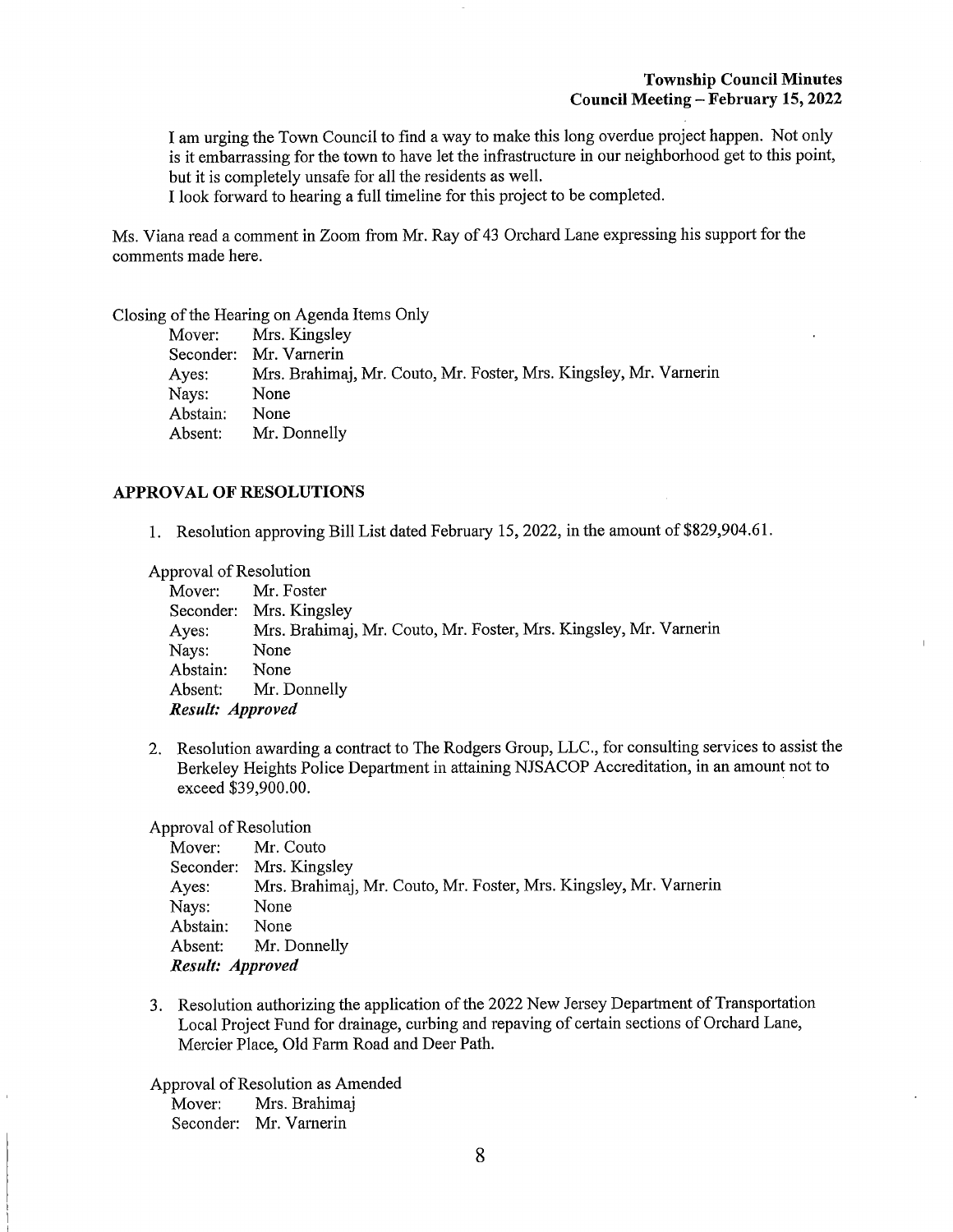I am urging the Town Council to find a way to make this long overdue project happen. Not only is it embarrassing for the town to have let the infrastructure in our neighborhood get to this point, but it is completely unsafe for all the residents as well.
I look forward to hearing a full timeline for this project to be completed.

Ms. Viana read a comment in Zoom from Mr. Ray of 43 Orchard Lane expressing his support for the comments made here.

Closing of the Hearing on Agenda Items Only

Mover: Mrs. Kingsley
Seconder: Mr. Varnerin
Ayes: Mrs. Brahimaj, Mr. Couto, Mr. Foster, Mrs. Kingsley, Mr. Varnerin
Nays: None
Abstain: None
Absent: Mr. Donnelly

## APPROVAL OF RESOLUTIONS

1. Resolution approving Bill List dated February 15, 2022, in the amount of $829,904.61.

Approval of Resolution

Mover: Mr. Foster
Seconder: Mrs. Kingsley
Ayes: Mrs. Brahimaj, Mr. Couto, Mr. Foster, Mrs. Kingsley, Mr. Varnerin
Nays: None
Abstain: None
Absent: Mr. Donnelly
***Result: Approved***

2. Resolution awarding a contract to The Rodgers Group, LLC., for consulting services to assist the Berkeley Heights Police Department in attaining NJSACOP Accreditation, in an amount not to exceed $39,900.00.

Approval of Resolution

Mover: Mr. Couto
Seconder: Mrs. Kingsley
Ayes: Mrs. Brahimaj, Mr. Couto, Mr. Foster, Mrs. Kingsley, Mr. Varnerin
Nays: None
Abstain: None
Absent: Mr. Donnelly
***Result: Approved***

3. Resolution authorizing the application of the 2022 New Jersey Department of Transportation Local Project Fund for drainage, curbing and repaving of certain sections of Orchard Lane, Mercier Place, Old Farm Road and Deer Path.

Approval of Resolution as Amended

Mover: Mrs. Brahimaj
Seconder: Mr. Varnerin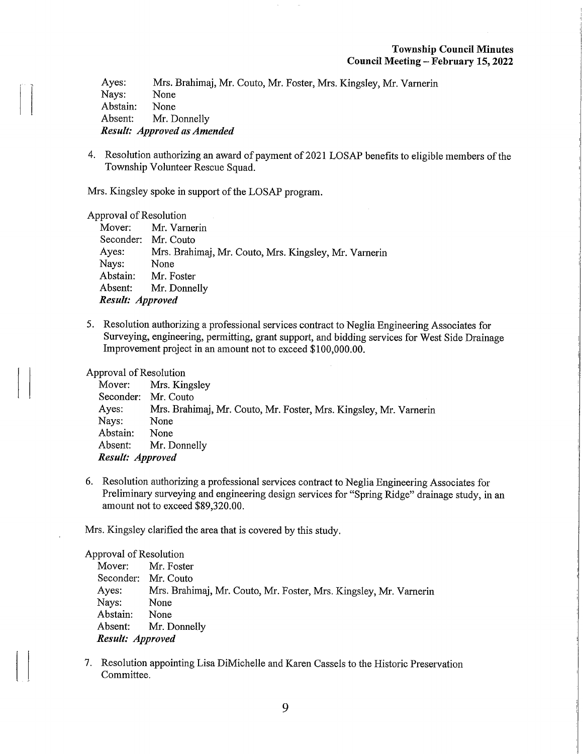Ayes: Mrs. Brahimaj, Mr. Couto, Mr. Foster, Mrs. Kingsley, Mr. Varnerin
Nays: None
Abstain: None
Absent: Mr. Donnelly
***Result: Approved as Amended***

4. Resolution authorizing an award of payment of 2021 LOSAP benefits to eligible members of the Township Volunteer Rescue Squad.

Mrs. Kingsley spoke in support of the LOSAP program.

Approval of Resolution
Mover: Mr. Varnerin
Seconder: Mr. Couto
Ayes: Mrs. Brahimaj, Mr. Couto, Mrs. Kingsley, Mr. Varnerin
Nays: None
Abstain: Mr. Foster
Absent: Mr. Donnelly
***Result: Approved***

5. Resolution authorizing a professional services contract to Neglia Engineering Associates for Surveying, engineering, permitting, grant support, and bidding services for West Side Drainage Improvement project in an amount not to exceed $100,000.00.

Approval of Resolution
Mover: Mrs. Kingsley
Seconder: Mr. Couto
Ayes: Mrs. Brahimaj, Mr. Couto, Mr. Foster, Mrs. Kingsley, Mr. Varnerin
Nays: None
Abstain: None
Absent: Mr. Donnelly
***Result: Approved***

6. Resolution authorizing a professional services contract to Neglia Engineering Associates for Preliminary surveying and engineering design services for "Spring Ridge" drainage study, in an amount not to exceed $89,320.00.

Mrs. Kingsley clarified the area that is covered by this study.

Approval of Resolution
Mover: Mr. Foster
Seconder: Mr. Couto
Ayes: Mrs. Brahimaj, Mr. Couto, Mr. Foster, Mrs. Kingsley, Mr. Varnerin
Nays: None
Abstain: None
Absent: Mr. Donnelly
***Result: Approved***

7. Resolution appointing Lisa DiMichelle and Karen Cassels to the Historic Preservation Committee.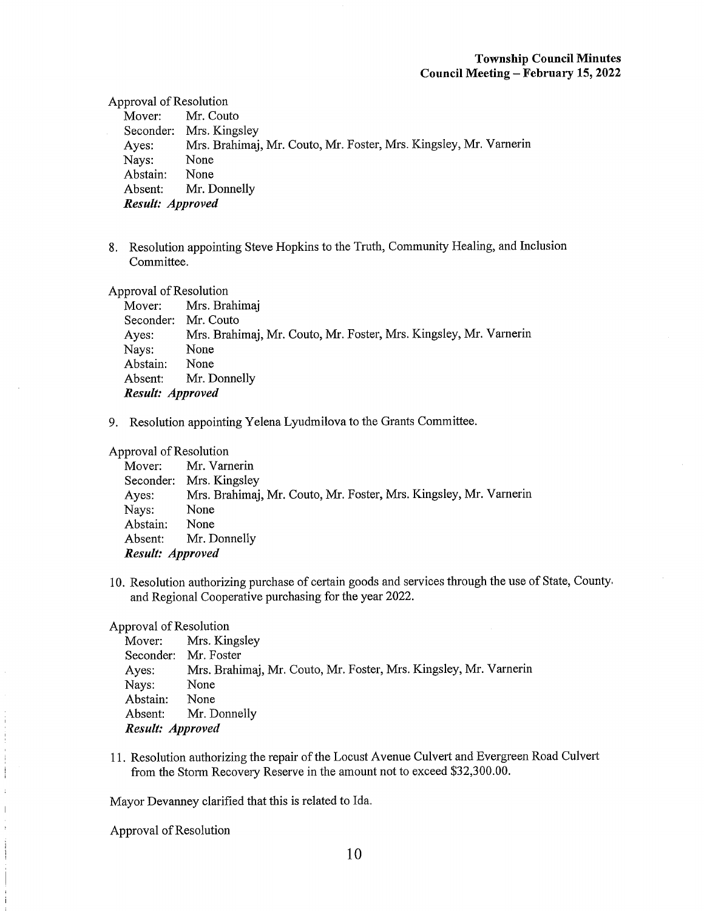Approval of Resolution

Mover: Mr. Couto
Seconder: Mrs. Kingsley
Ayes: Mrs. Brahimaj, Mr. Couto, Mr. Foster, Mrs. Kingsley, Mr. Varnerin
Nays: None
Abstain: None
Absent: Mr. Donnelly
***Result: Approved***

8. Resolution appointing Steve Hopkins to the Truth, Community Healing, and Inclusion Committee.

Approval of Resolution

Mover: Mrs. Brahimaj
Seconder: Mr. Couto
Ayes: Mrs. Brahimaj, Mr. Couto, Mr. Foster, Mrs. Kingsley, Mr. Varnerin
Nays: None
Abstain: None
Absent: Mr. Donnelly
***Result: Approved***

9. Resolution appointing Yelena Lyudmilova to the Grants Committee.

Approval of Resolution

Mover: Mr. Varnerin
Seconder: Mrs. Kingsley
Ayes: Mrs. Brahimaj, Mr. Couto, Mr. Foster, Mrs. Kingsley, Mr. Varnerin
Nays: None
Abstain: None
Absent: Mr. Donnelly
***Result: Approved***

10. Resolution authorizing purchase of certain goods and services through the use of State, County, and Regional Cooperative purchasing for the year 2022.

Approval of Resolution

Mover: Mrs. Kingsley
Seconder: Mr. Foster
Ayes: Mrs. Brahimaj, Mr. Couto, Mr. Foster, Mrs. Kingsley, Mr. Varnerin
Nays: None
Abstain: None
Absent: Mr. Donnelly
***Result: Approved***

11. Resolution authorizing the repair of the Locust Avenue Culvert and Evergreen Road Culvert from the Storm Recovery Reserve in the amount not to exceed $32,300.00.

Mayor Devanney clarified that this is related to Ida.

Approval of Resolution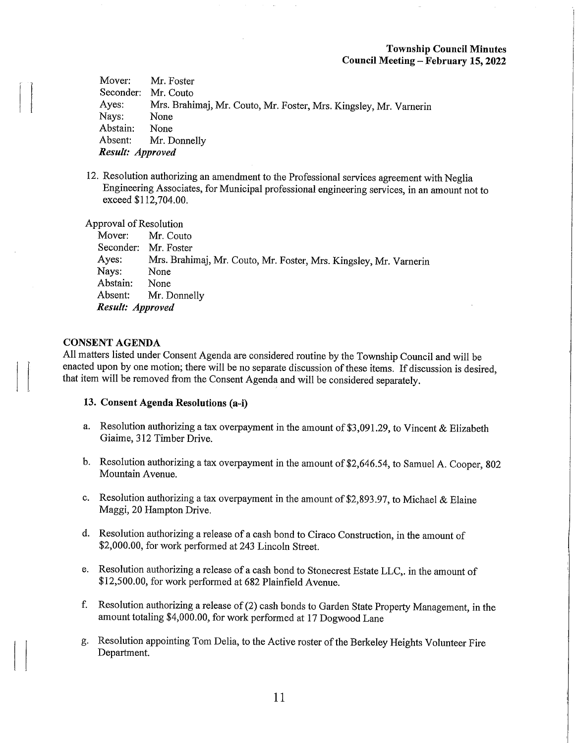Mover: Mr. Foster
Seconder: Mr. Couto
Ayes: Mrs. Brahimaj, Mr. Couto, Mr. Foster, Mrs. Kingsley, Mr. Varnerin
Nays: None
Abstain: None
Absent: Mr. Donnelly
***Result: Approved***

12. Resolution authorizing an amendment to the Professional services agreement with Neglia Engineering Associates, for Municipal professional engineering services, in an amount not to exceed $112,704.00.

Approval of Resolution
Mover: Mr. Couto
Seconder: Mr. Foster
Ayes: Mrs. Brahimaj, Mr. Couto, Mr. Foster, Mrs. Kingsley, Mr. Varnerin
Nays: None
Abstain: None
Absent: Mr. Donnelly
***Result: Approved***

## CONSENT AGENDA

All matters listed under Consent Agenda are considered routine by the Township Council and will be enacted upon by one motion; there will be no separate discussion of these items. If discussion is desired, that item will be removed from the Consent Agenda and will be considered separately.

### 13. Consent Agenda Resolutions (a-i)

a. Resolution authorizing a tax overpayment in the amount of $3,091.29, to Vincent & Elizabeth Giaime, 312 Timber Drive.

b. Resolution authorizing a tax overpayment in the amount of $2,646.54, to Samuel A. Cooper, 802 Mountain Avenue.

c. Resolution authorizing a tax overpayment in the amount of $2,893.97, to Michael & Elaine Maggi, 20 Hampton Drive.

d. Resolution authorizing a release of a cash bond to Ciraco Construction, in the amount of $2,000.00, for work performed at 243 Lincoln Street.

e. Resolution authorizing a release of a cash bond to Stonecrest Estate LLC,. in the amount of $12,500.00, for work performed at 682 Plainfield Avenue.

f. Resolution authorizing a release of (2) cash bonds to Garden State Property Management, in the amount totaling $4,000.00, for work performed at 17 Dogwood Lane

g. Resolution appointing Tom Delia, to the Active roster of the Berkeley Heights Volunteer Fire Department.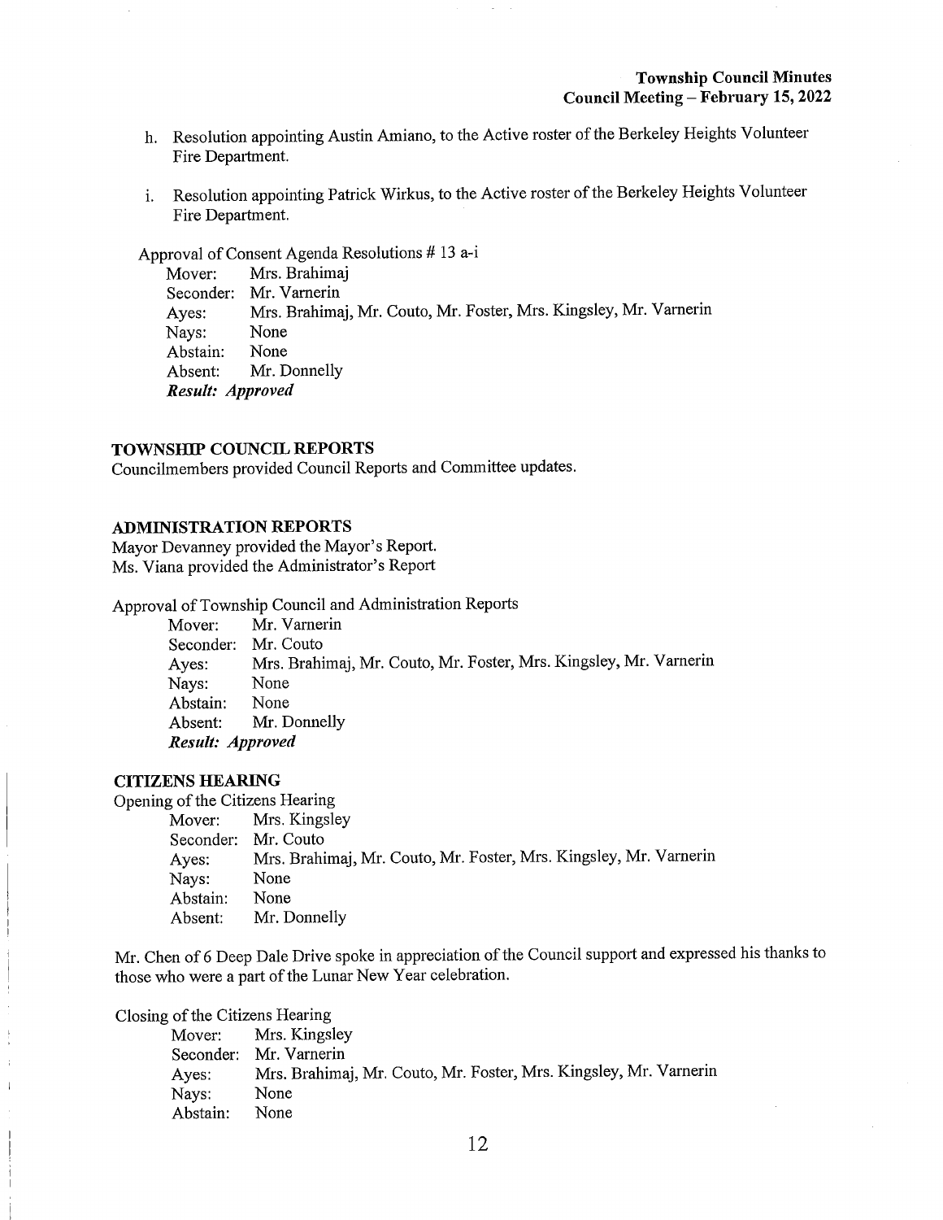h. Resolution appointing Austin Amiano, to the Active roster of the Berkeley Heights Volunteer Fire Department.

i. Resolution appointing Patrick Wirkus, to the Active roster of the Berkeley Heights Volunteer Fire Department.

Approval of Consent Agenda Resolutions # 13 a-i

Mover: Mrs. Brahimaj
Seconder: Mr. Varnerin
Ayes: Mrs. Brahimaj, Mr. Couto, Mr. Foster, Mrs. Kingsley, Mr. Varnerin
Nays: None
Abstain: None
Absent: Mr. Donnelly
***Result: Approved***

## TOWNSHIP COUNCIL REPORTS

Councilmembers provided Council Reports and Committee updates.

## ADMINISTRATION REPORTS

Mayor Devanney provided the Mayor's Report.
Ms. Viana provided the Administrator's Report

Approval of Township Council and Administration Reports

Mover: Mr. Varnerin
Seconder: Mr. Couto
Ayes: Mrs. Brahimaj, Mr. Couto, Mr. Foster, Mrs. Kingsley, Mr. Varnerin
Nays: None
Abstain: None
Absent: Mr. Donnelly
***Result: Approved***

## CITIZENS HEARING

Opening of the Citizens Hearing

Mover: Mrs. Kingsley
Seconder: Mr. Couto
Ayes: Mrs. Brahimaj, Mr. Couto, Mr. Foster, Mrs. Kingsley, Mr. Varnerin
Nays: None
Abstain: None
Absent: Mr. Donnelly

Mr. Chen of 6 Deep Dale Drive spoke in appreciation of the Council support and expressed his thanks to those who were a part of the Lunar New Year celebration.

Closing of the Citizens Hearing

Mover: Mrs. Kingsley
Seconder: Mr. Varnerin
Ayes: Mrs. Brahimaj, Mr. Couto, Mr. Foster, Mrs. Kingsley, Mr. Varnerin
Nays: None
Abstain: None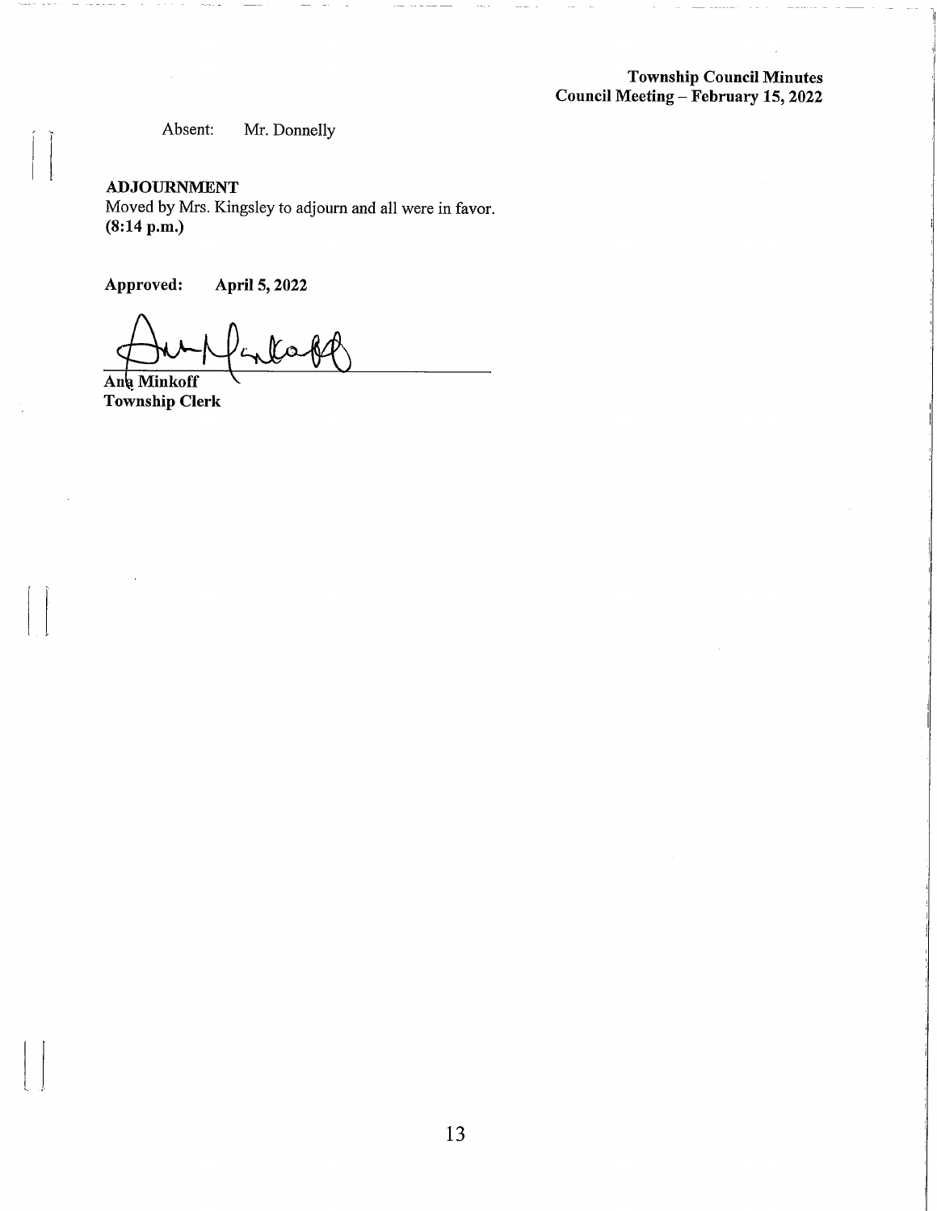Absent: Mr. Donnelly

**ADJOURNMENT**
Moved by Mrs. Kingsley to adjourn and all were in favor.
**(8:14 p.m.)**

**Approved: April 5, 2022**

**Ana Minkoff**
**Township Clerk**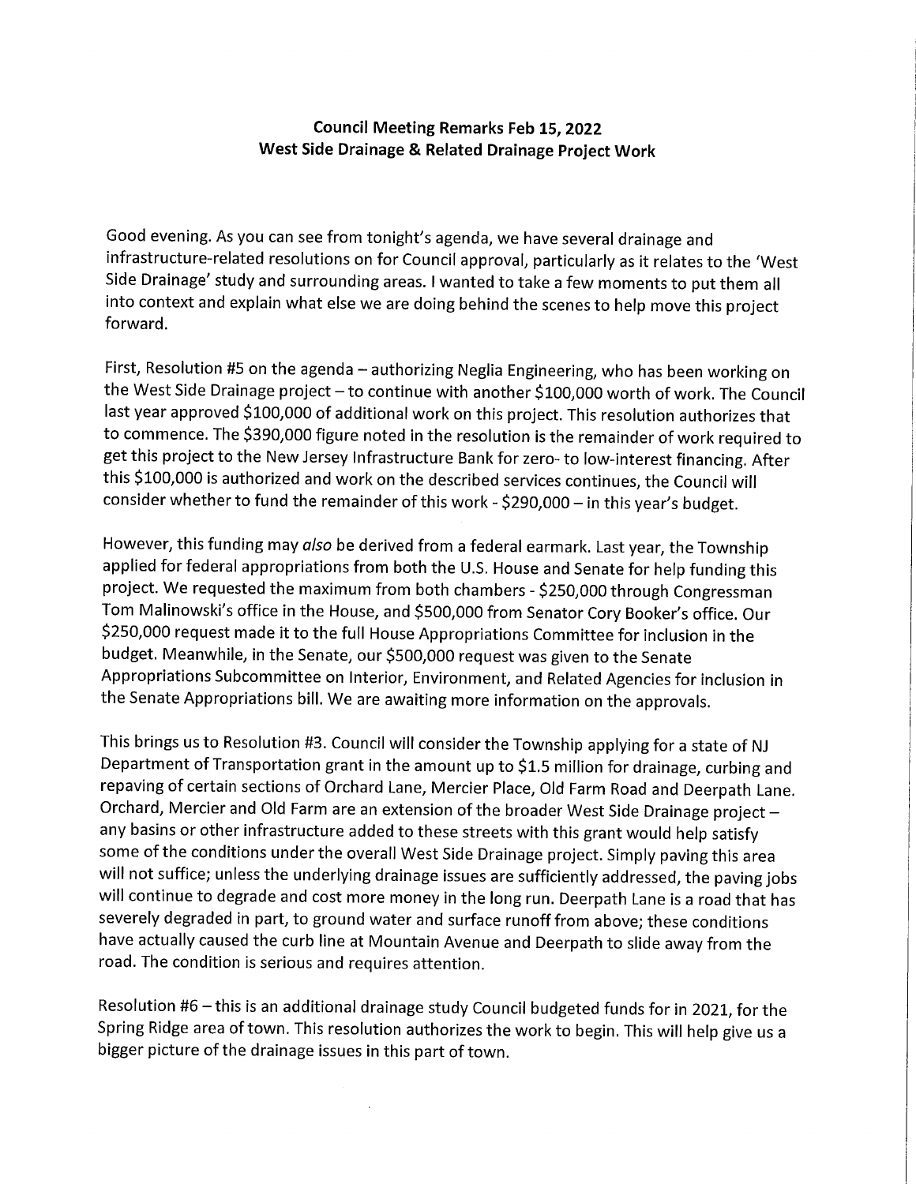## Council Meeting Remarks Feb 15, 2022
## West Side Drainage & Related Drainage Project Work

Good evening. As you can see from tonight's agenda, we have several drainage and infrastructure-related resolutions on for Council approval, particularly as it relates to the 'West Side Drainage' study and surrounding areas. I wanted to take a few moments to put them all into context and explain what else we are doing behind the scenes to help move this project forward.

First, Resolution #5 on the agenda – authorizing Neglia Engineering, who has been working on the West Side Drainage project – to continue with another $100,000 worth of work. The Council last year approved $100,000 of additional work on this project. This resolution authorizes that to commence. The $390,000 figure noted in the resolution is the remainder of work required to get this project to the New Jersey Infrastructure Bank for zero- to low-interest financing. After this $100,000 is authorized and work on the described services continues, the Council will consider whether to fund the remainder of this work - $290,000 – in this year's budget.

However, this funding may *also* be derived from a federal earmark. Last year, the Township applied for federal appropriations from both the U.S. House and Senate for help funding this project. We requested the maximum from both chambers - $250,000 through Congressman Tom Malinowski's office in the House, and $500,000 from Senator Cory Booker's office. Our $250,000 request made it to the full House Appropriations Committee for inclusion in the budget. Meanwhile, in the Senate, our $500,000 request was given to the Senate Appropriations Subcommittee on Interior, Environment, and Related Agencies for inclusion in the Senate Appropriations bill. We are awaiting more information on the approvals.

This brings us to Resolution #3. Council will consider the Township applying for a state of NJ Department of Transportation grant in the amount up to $1.5 million for drainage, curbing and repaving of certain sections of Orchard Lane, Mercier Place, Old Farm Road and Deerpath Lane. Orchard, Mercier and Old Farm are an extension of the broader West Side Drainage project – any basins or other infrastructure added to these streets with this grant would help satisfy some of the conditions under the overall West Side Drainage project. Simply paving this area will not suffice; unless the underlying drainage issues are sufficiently addressed, the paving jobs will continue to degrade and cost more money in the long run. Deerpath Lane is a road that has severely degraded in part, to ground water and surface runoff from above; these conditions have actually caused the curb line at Mountain Avenue and Deerpath to slide away from the road. The condition is serious and requires attention.

Resolution #6 – this is an additional drainage study Council budgeted funds for in 2021, for the Spring Ridge area of town. This resolution authorizes the work to begin. This will help give us a bigger picture of the drainage issues in this part of town.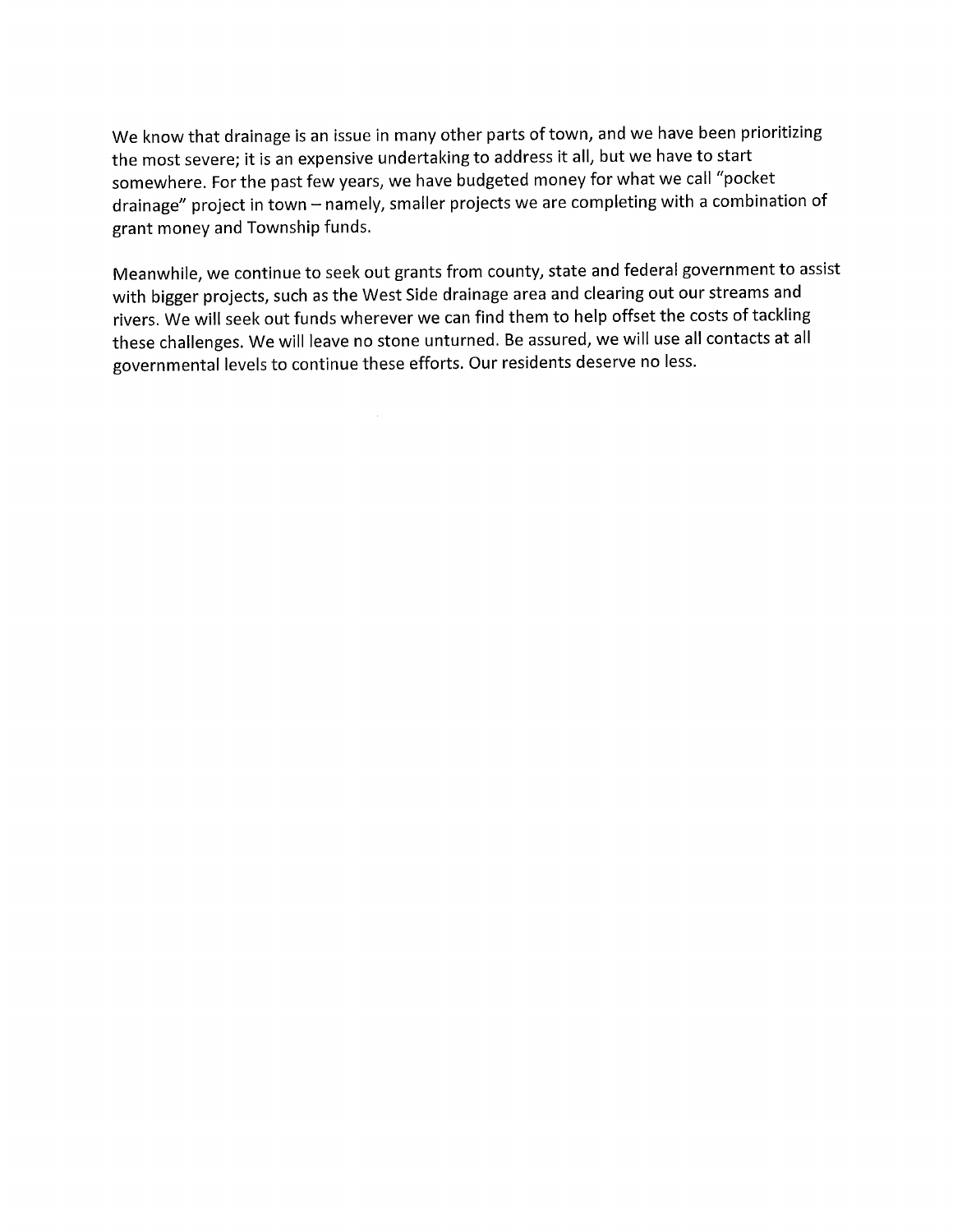We know that drainage is an issue in many other parts of town, and we have been prioritizing the most severe; it is an expensive undertaking to address it all, but we have to start somewhere. For the past few years, we have budgeted money for what we call "pocket drainage" project in town – namely, smaller projects we are completing with a combination of grant money and Township funds.

Meanwhile, we continue to seek out grants from county, state and federal government to assist with bigger projects, such as the West Side drainage area and clearing out our streams and rivers. We will seek out funds wherever we can find them to help offset the costs of tackling these challenges. We will leave no stone unturned. Be assured, we will use all contacts at all governmental levels to continue these efforts. Our residents deserve no less.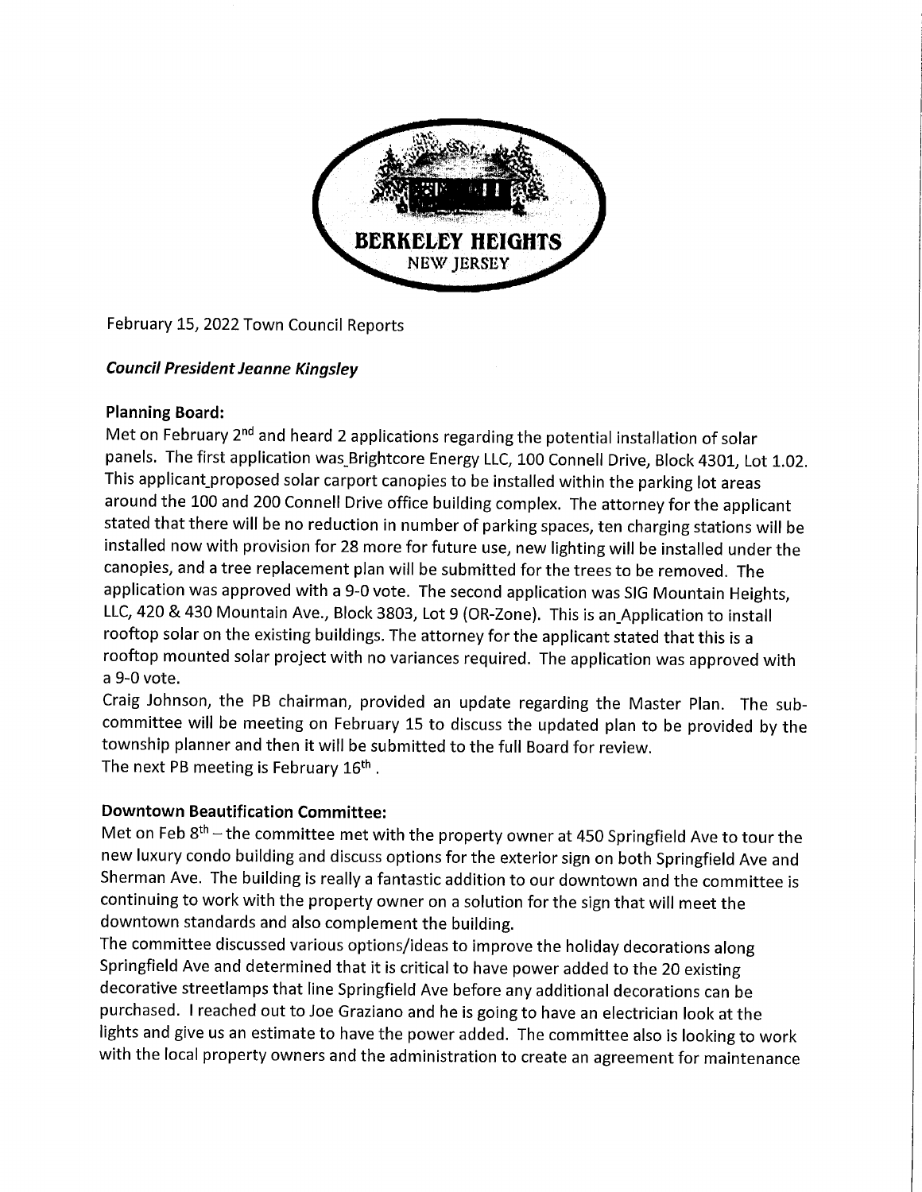BERKELEY HEIGHTS
NEW JERSEY

February 15, 2022 Town Council Reports

***Council President Jeanne Kingsley***

**Planning Board:**

Met on February 2nd and heard 2 applications regarding the potential installation of solar panels. The first application was Brightcore Energy LLC, 100 Connell Drive, Block 4301, Lot 1.02. This applicant proposed solar carport canopies to be installed within the parking lot areas around the 100 and 200 Connell Drive office building complex. The attorney for the applicant stated that there will be no reduction in number of parking spaces, ten charging stations will be installed now with provision for 28 more for future use, new lighting will be installed under the canopies, and a tree replacement plan will be submitted for the trees to be removed. The application was approved with a 9-0 vote. The second application was SIG Mountain Heights, LLC, 420 & 430 Mountain Ave., Block 3803, Lot 9 (OR-Zone). This is an Application to install rooftop solar on the existing buildings. The attorney for the applicant stated that this is a rooftop mounted solar project with no variances required. The application was approved with a 9-0 vote.

Craig Johnson, the PB chairman, provided an update regarding the Master Plan. The sub-committee will be meeting on February 15 to discuss the updated plan to be provided by the township planner and then it will be submitted to the full Board for review.

The next PB meeting is February 16th.

**Downtown Beautification Committee:**

Met on Feb 8th – the committee met with the property owner at 450 Springfield Ave to tour the new luxury condo building and discuss options for the exterior sign on both Springfield Ave and Sherman Ave. The building is really a fantastic addition to our downtown and the committee is continuing to work with the property owner on a solution for the sign that will meet the downtown standards and also complement the building.

The committee discussed various options/ideas to improve the holiday decorations along Springfield Ave and determined that it is critical to have power added to the 20 existing decorative streetlamps that line Springfield Ave before any additional decorations can be purchased. I reached out to Joe Graziano and he is going to have an electrician look at the lights and give us an estimate to have the power added. The committee also is looking to work with the local property owners and the administration to create an agreement for maintenance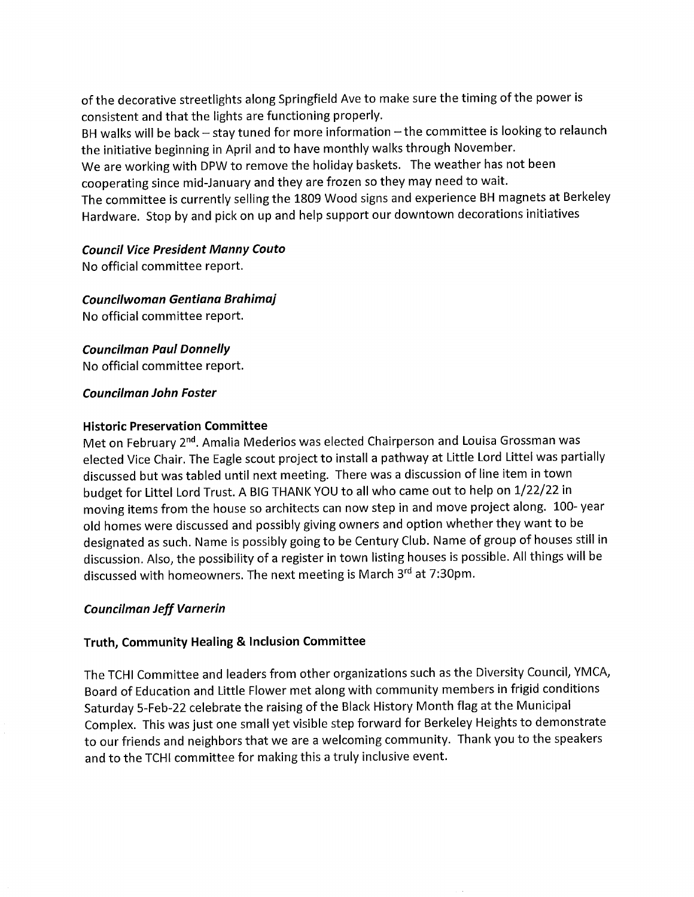of the decorative streetlights along Springfield Ave to make sure the timing of the power is consistent and that the lights are functioning properly.
BH walks will be back – stay tuned for more information – the committee is looking to relaunch the initiative beginning in April and to have monthly walks through November.
We are working with DPW to remove the holiday baskets. The weather has not been cooperating since mid-January and they are frozen so they may need to wait.
The committee is currently selling the 1809 Wood signs and experience BH magnets at Berkeley Hardware. Stop by and pick on up and help support our downtown decorations initiatives

***Council Vice President Manny Couto***
No official committee report.

***Councilwoman Gentiana Brahimaj***
No official committee report.

***Councilman Paul Donnelly***
No official committee report.

***Councilman John Foster***

**Historic Preservation Committee**
Met on February 2nd. Amalia Mederios was elected Chairperson and Louisa Grossman was elected Vice Chair. The Eagle scout project to install a pathway at Little Lord Littel was partially discussed but was tabled until next meeting. There was a discussion of line item in town budget for Littel Lord Trust. A BIG THANK YOU to all who came out to help on 1/22/22 in moving items from the house so architects can now step in and move project along. 100- year old homes were discussed and possibly giving owners and option whether they want to be designated as such. Name is possibly going to be Century Club. Name of group of houses still in discussion. Also, the possibility of a register in town listing houses is possible. All things will be discussed with homeowners. The next meeting is March 3rd at 7:30pm.

***Councilman Jeff Varnerin***

**Truth, Community Healing & Inclusion Committee**

The TCHI Committee and leaders from other organizations such as the Diversity Council, YMCA, Board of Education and Little Flower met along with community members in frigid conditions Saturday 5-Feb-22 celebrate the raising of the Black History Month flag at the Municipal Complex. This was just one small yet visible step forward for Berkeley Heights to demonstrate to our friends and neighbors that we are a welcoming community. Thank you to the speakers and to the TCHI committee for making this a truly inclusive event.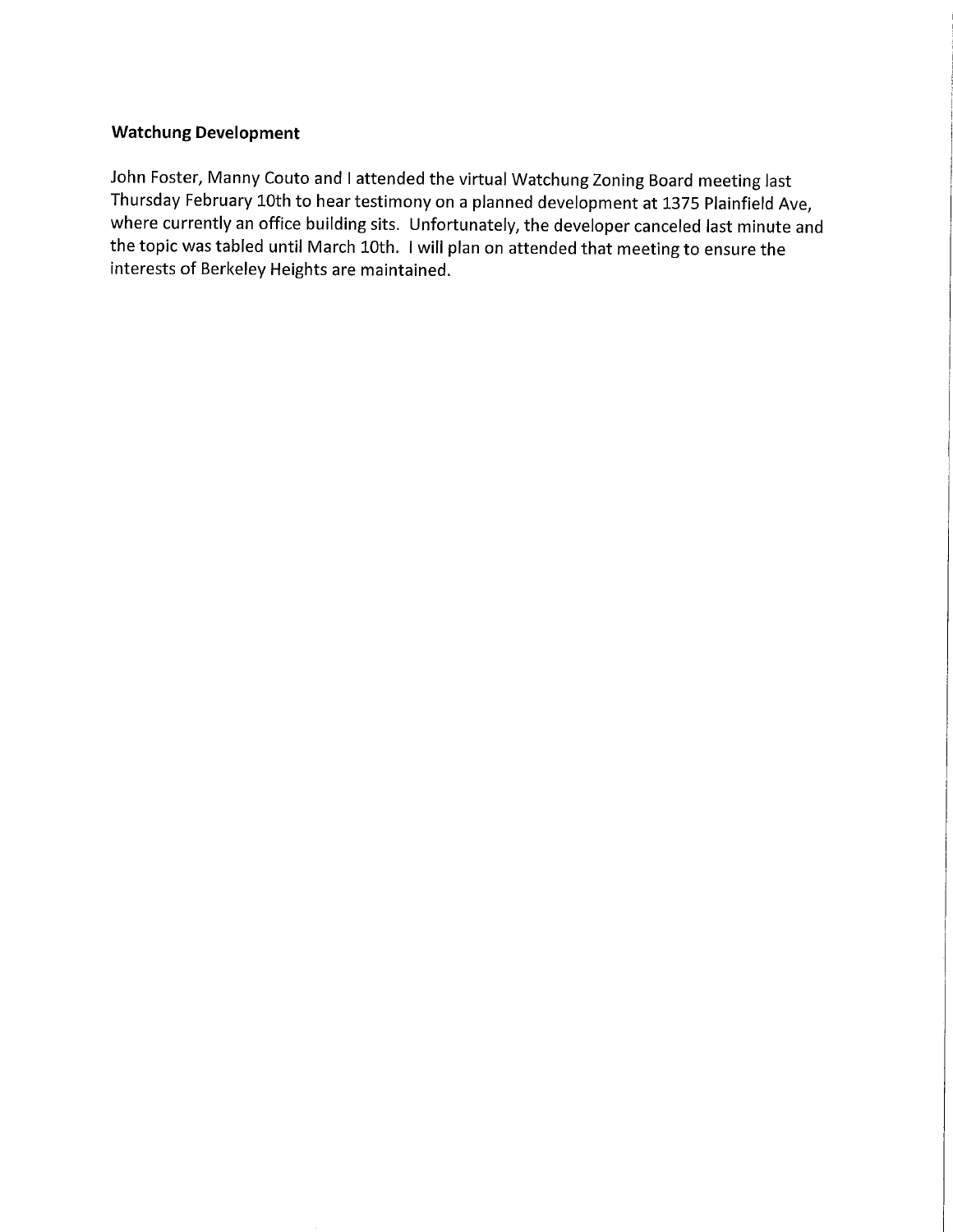**Watchung Development**

John Foster, Manny Couto and I attended the virtual Watchung Zoning Board meeting last Thursday February 10th to hear testimony on a planned development at 1375 Plainfield Ave, where currently an office building sits. Unfortunately, the developer canceled last minute and the topic was tabled until March 10th. I will plan on attended that meeting to ensure the interests of Berkeley Heights are maintained.